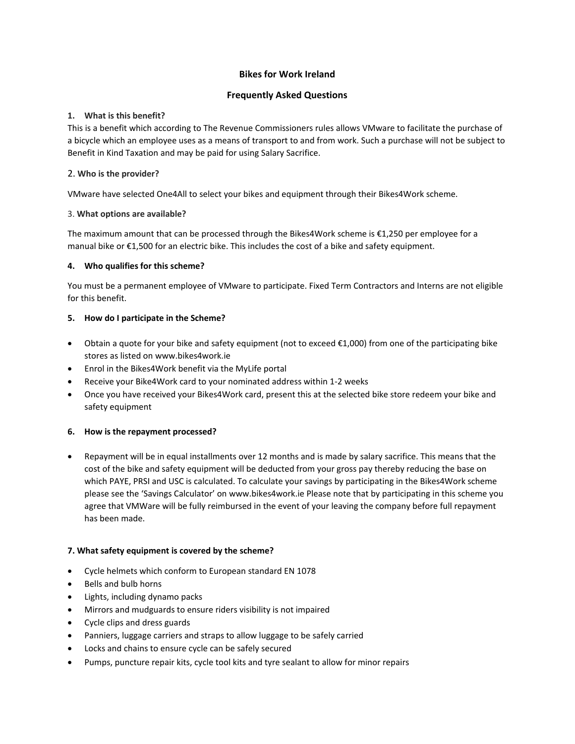# Bikes for Work Ireland

## Frequently Asked Questions

**1. What is this benefit?**

This is a benefit which according to The Revenue Commissioners rules allows VMware to facilitate the purchase of a bicycle which an employee uses as a means of transport to and from work. Such a purchase will not be subject to Benefit in Kind Taxation and may be paid for using Salary Sacrifice.

**2. Who is the provider?**

VMware have selected One4All to select your bikes and equipment through their Bikes4Work scheme.

**3. What options are available?**

The maximum amount that can be processed through the Bikes4Work scheme is €1,250 per employee for a manual bike or €1,500 for an electric bike. This includes the cost of a bike and safety equipment.

**4. Who qualifies for this scheme?**

You must be a permanent employee of VMware to participate. Fixed Term Contractors and Interns are not eligible for this benefit.

**5. How do I participate in the Scheme?**

- Obtain a quote for your bike and safety equipment (not to exceed €1,000) from one of the participating bike stores as listed on www.bikes4work.ie
- Enrol in the Bikes4Work benefit via the MyLife portal
- Receive your Bike4Work card to your nominated address within 1-2 weeks
- Once you have received your Bikes4Work card, present this at the selected bike store redeem your bike and safety equipment

**6. How is the repayment processed?**

- Repayment will be in equal installments over 12 months and is made by salary sacrifice. This means that the cost of the bike and safety equipment will be deducted from your gross pay thereby reducing the base on which PAYE, PRSI and USC is calculated. To calculate your savings by participating in the Bikes4Work scheme please see the 'Savings Calculator' on www.bikes4work.ie Please note that by participating in this scheme you agree that VMWare will be fully reimbursed in the event of your leaving the company before full repayment has been made.

**7. What safety equipment is covered by the scheme?**

- Cycle helmets which conform to European standard EN 1078
- Bells and bulb horns
- Lights, including dynamo packs
- Mirrors and mudguards to ensure riders visibility is not impaired
- Cycle clips and dress guards
- Panniers, luggage carriers and straps to allow luggage to be safely carried
- Locks and chains to ensure cycle can be safely secured
- Pumps, puncture repair kits, cycle tool kits and tyre sealant to allow for minor repairs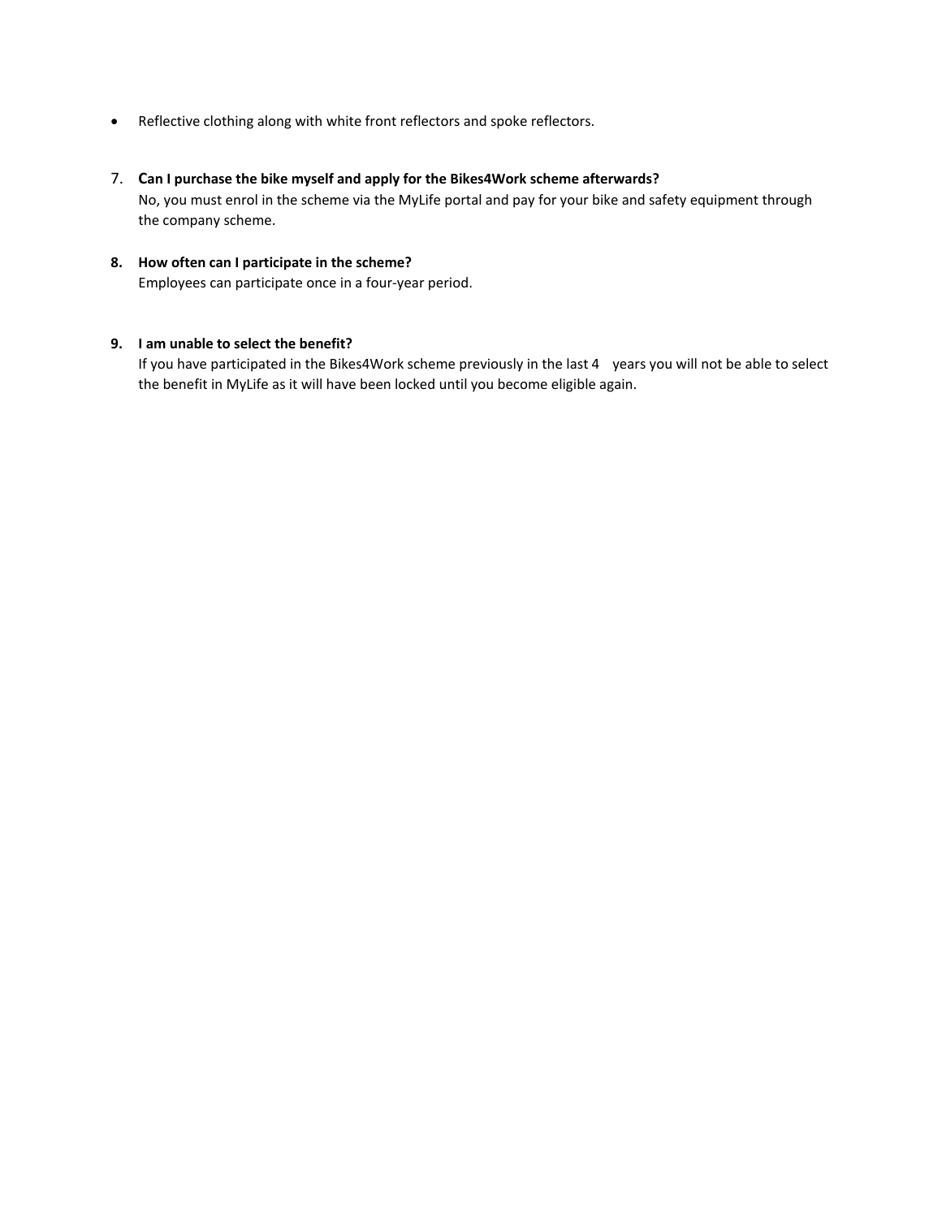- Reflective clothing along with white front reflectors and spoke reflectors.

7. **Can I purchase the bike myself and apply for the Bikes4Work scheme afterwards?**
   No, you must enrol in the scheme via the MyLife portal and pay for your bike and safety equipment through the company scheme.

8. **How often can I participate in the scheme?**
   Employees can participate once in a four-year period.

9. **I am unable to select the benefit?**
   If you have participated in the Bikes4Work scheme previously in the last 4 years you will not be able to select the benefit in MyLife as it will have been locked until you become eligible again.